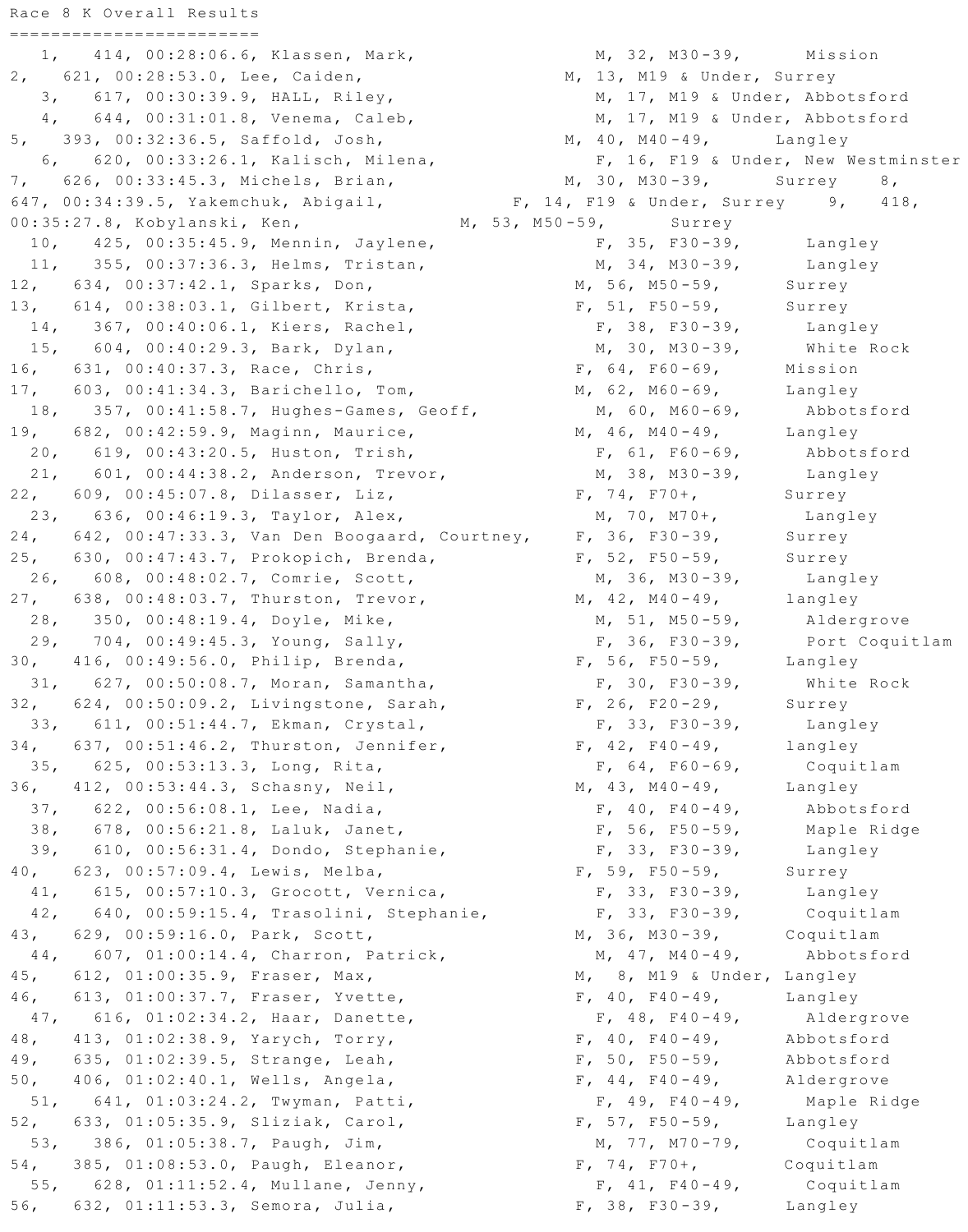Race 8 K Overall Results

```
=========================
   1,   414, 00:28:06.6, Klassen, Mark,                    M, 32, M30-39,      Mission
2,   621, 00:28:53.0, Lee, Caiden,                       M, 13, M19 & Under, Surrey
   3,   617, 00:30:39.9, HALL, Riley,                      M, 17, M19 & Under, Abbotsford
   4,   644, 00:31:01.8, Venema, Caleb,                    M, 17, M19 & Under, Abbotsford
5,   393, 00:32:36.5, Saffold, Josh,                     M, 40, M40-49,      Langley
   6,   620, 00:33:26.1, Kalisch, Milena,                  F, 16, F19 & Under, New Westminster
7,   626, 00:33:45.3, Michels, Brian,                    M, 30, M30-39,      Surrey    8,
647, 00:34:39.5, Yakemchuk, Abigail,              F, 14, F19 & Under, Surrey    9,   418,
00:35:27.8, Kobylanski, Ken,                M, 53, M50-59,      Surrey
  10,   425, 00:35:45.9, Mennin, Jaylene,                  F, 35, F30-39,      Langley
  11,   355, 00:37:36.3, Helms, Tristan,                   M, 34, M30-39,      Langley
12,   634, 00:37:42.1, Sparks, Don,                      M, 56, M50-59,      Surrey
13,   614, 00:38:03.1, Gilbert, Krista,                  F, 51, F50-59,      Surrey
  14,   367, 00:40:06.1, Kiers, Rachel,                    F, 38, F30-39,      Langley
  15,   604, 00:40:29.3, Bark, Dylan,                      M, 30, M30-39,      White Rock
16,   631, 00:40:37.3, Race, Chris,                      F, 64, F60-69,      Mission
17,   603, 00:41:34.3, Barichello, Tom,                  M, 62, M60-69,      Langley
  18,   357, 00:41:58.7, Hughes-Games, Geoff,              M, 60, M60-69,      Abbotsford
19,   682, 00:42:59.9, Maginn, Maurice,                  M, 46, M40-49,      Langley
  20,   619, 00:43:20.5, Huston, Trish,                    F, 61, F60-69,      Abbotsford
  21,   601, 00:44:38.2, Anderson, Trevor,                 M, 38, M30-39,      Langley
22,   609, 00:45:07.8, Dilasser, Liz,                    F, 74, F70+,        Surrey
  23,   636, 00:46:19.3, Taylor, Alex,                     M, 70, M70+,        Langley
24,   642, 00:47:33.3, Van Den Boogaard, Courtney,    F, 36, F30-39,      Surrey
25,   630, 00:47:43.7, Prokopich, Brenda,                F, 52, F50-59,      Surrey
  26,   608, 00:48:02.7, Comrie, Scott,                    M, 36, M30-39,      Langley
27,   638, 00:48:03.7, Thurston, Trevor,                 M, 42, M40-49,      langley
  28,   350, 00:48:19.4, Doyle, Mike,                      M, 51, M50-59,      Aldergrove
  29,   704, 00:49:45.3, Young, Sally,                     F, 36, F30-39,      Port Coquitlam
30,   416, 00:49:56.0, Philip, Brenda,                   F, 56, F50-59,      Langley
  31,   627, 00:50:08.7, Moran, Samantha,                  F, 30, F30-39,      White Rock
32,   624, 00:50:09.2, Livingstone, Sarah,               F, 26, F20-29,      Surrey
  33,   611, 00:51:44.7, Ekman, Crystal,                   F, 33, F30-39,      Langley
34,   637, 00:51:46.2, Thurston, Jennifer,               F, 42, F40-49,      langley
  35,   625, 00:53:13.3, Long, Rita,                       F, 64, F60-69,      Coquitlam
36,   412, 00:53:44.3, Schasny, Neil,                    M, 43, M40-49,      Langley
  37,   622, 00:56:08.1, Lee, Nadia,                       F, 40, F40-49,      Abbotsford
  38,   678, 00:56:21.8, Laluk, Janet,                     F, 56, F50-59,      Maple Ridge
  39,   610, 00:56:31.4, Dondo, Stephanie,                 F, 33, F30-39,      Langley
40,   623, 00:57:09.4, Lewis, Melba,                     F, 59, F50-59,      Surrey
  41,   615, 00:57:10.3, Grocott, Vernica,                 F, 33, F30-39,      Langley
  42,   640, 00:59:15.4, Trasolini, Stephanie,             F, 33, F30-39,      Coquitlam
43,   629, 00:59:16.0, Park, Scott,                      M, 36, M30-39,      Coquitlam
  44,   607, 01:00:14.4, Charron, Patrick,                 M, 47, M40-49,      Abbotsford
45,   612, 01:00:35.9, Fraser, Max,                      M,  8, M19 & Under, Langley
46,   613, 01:00:37.7, Fraser, Yvette,                   F, 40, F40-49,      Langley
  47,   616, 01:02:34.2, Haar, Danette,                    F, 48, F40-49,      Aldergrove
48,   413, 01:02:38.9, Yarych, Torry,                    F, 40, F40-49,      Abbotsford
49,   635, 01:02:39.5, Strange, Leah,                    F, 50, F50-59,      Abbotsford
50,   406, 01:02:40.1, Wells, Angela,                    F, 44, F40-49,      Aldergrove
  51,   641, 01:03:24.2, Twyman, Patti,                    F, 49, F40-49,      Maple Ridge
52,   633, 01:05:35.9, Sliziak, Carol,                   F, 57, F50-59,      Langley
  53,   386, 01:05:38.7, Paugh, Jim,                       M, 77, M70-79,      Coquitlam
54,   385, 01:08:53.0, Paugh, Eleanor,                   F, 74, F70+,        Coquitlam
  55,   628, 01:11:52.4, Mullane, Jenny,                   F, 41, F40-49,      Coquitlam
56,   632, 01:11:53.3, Semora, Julia,                    F, 38, F30-39,      Langley
```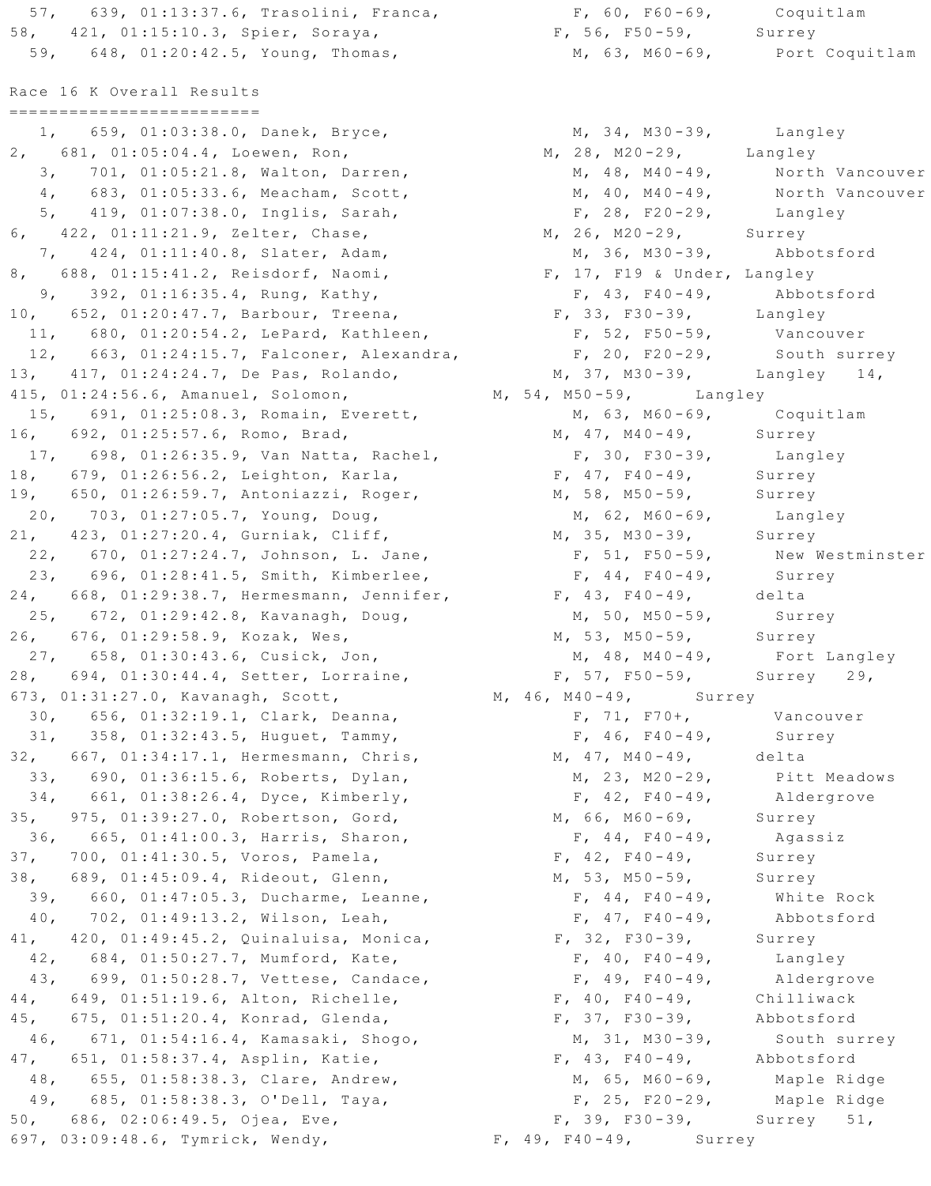57, 639, 01:13:37.6, Trasolini, Franca, F, 60, F60-69, Coquitlam
58, 421, 01:15:10.3, Spier, Soraya, F, 56, F50-59, Surrey
59, 648, 01:20:42.5, Young, Thomas, M, 63, M60-69, Port Coquitlam

Race 16 K Overall Results
========================

```
1, 659, 01:03:38.0, Danek, Bryce, M, 34, M30-39, Langley
2, 681, 01:05:04.4, Loewen, Ron, M, 28, M20-29, Langley
3, 701, 01:05:21.8, Walton, Darren, M, 48, M40-49, North Vancouver
4, 683, 01:05:33.6, Meacham, Scott, M, 40, M40-49, North Vancouver
5, 419, 01:07:38.0, Inglis, Sarah, F, 28, F20-29, Langley
6, 422, 01:11:21.9, Zelter, Chase, M, 26, M20-29, Surrey
7, 424, 01:11:40.8, Slater, Adam, M, 36, M30-39, Abbotsford
8, 688, 01:15:41.2, Reisdorf, Naomi, F, 17, F19 & Under, Langley
9, 392, 01:16:35.4, Rung, Kathy, F, 43, F40-49, Abbotsford
10, 652, 01:20:47.7, Barbour, Treena, F, 33, F30-39, Langley
11, 680, 01:20:54.2, LePard, Kathleen, F, 52, F50-59, Vancouver
12, 663, 01:24:15.7, Falconer, Alexandra, F, 20, F20-29, South surrey
13, 417, 01:24:24.7, De Pas, Rolando, M, 37, M30-39, Langley
14, 415, 01:24:56.6, Amanuel, Solomon, M, 54, M50-59, Langley
15, 691, 01:25:08.3, Romain, Everett, M, 63, M60-69, Coquitlam
16, 692, 01:25:57.6, Romo, Brad, M, 47, M40-49, Surrey
17, 698, 01:26:35.9, Van Natta, Rachel, F, 30, F30-39, Langley
18, 679, 01:26:56.2, Leighton, Karla, F, 47, F40-49, Surrey
19, 650, 01:26:59.7, Antoniazzi, Roger, M, 58, M50-59, Surrey
20, 703, 01:27:05.7, Young, Doug, M, 62, M60-69, Langley
21, 423, 01:27:20.4, Gurniak, Cliff, M, 35, M30-39, Surrey
22, 670, 01:27:24.7, Johnson, L. Jane, F, 51, F50-59, New Westminster
23, 696, 01:28:41.5, Smith, Kimberlee, F, 44, F40-49, Surrey
24, 668, 01:29:38.7, Hermesmann, Jennifer, F, 43, F40-49, delta
25, 672, 01:29:42.8, Kavanagh, Doug, M, 50, M50-59, Surrey
26, 676, 01:29:58.9, Kozak, Wes, M, 53, M50-59, Surrey
27, 658, 01:30:43.6, Cusick, Jon, M, 48, M40-49, Fort Langley
28, 694, 01:30:44.4, Setter, Lorraine, F, 57, F50-59, Surrey
29, 673, 01:31:27.0, Kavanagh, Scott, M, 46, M40-49, Surrey
30, 656, 01:32:19.1, Clark, Deanna, F, 71, F70+, Vancouver
31, 358, 01:32:43.5, Huguet, Tammy, F, 46, F40-49, Surrey
32, 667, 01:34:17.1, Hermesmann, Chris, M, 47, M40-49, delta
33, 690, 01:36:15.6, Roberts, Dylan, M, 23, M20-29, Pitt Meadows
34, 661, 01:38:26.4, Dyce, Kimberly, F, 42, F40-49, Aldergrove
35, 975, 01:39:27.0, Robertson, Gord, M, 66, M60-69, Surrey
36, 665, 01:41:00.3, Harris, Sharon, F, 44, F40-49, Agassiz
37, 700, 01:41:30.5, Voros, Pamela, F, 42, F40-49, Surrey
38, 689, 01:45:09.4, Rideout, Glenn, M, 53, M50-59, Surrey
39, 660, 01:47:05.3, Ducharme, Leanne, F, 44, F40-49, White Rock
40, 702, 01:49:13.2, Wilson, Leah, F, 47, F40-49, Abbotsford
41, 420, 01:49:45.2, Quinaluisa, Monica, F, 32, F30-39, Surrey
42, 684, 01:50:27.7, Mumford, Kate, F, 40, F40-49, Langley
43, 699, 01:50:28.7, Vettese, Candace, F, 49, F40-49, Aldergrove
44, 649, 01:51:19.6, Alton, Richelle, F, 40, F40-49, Chilliwack
45, 675, 01:51:20.4, Konrad, Glenda, F, 37, F30-39, Abbotsford
46, 671, 01:54:16.4, Kamasaki, Shogo, M, 31, M30-39, South surrey
47, 651, 01:58:37.4, Asplin, Katie, F, 43, F40-49, Abbotsford
48, 655, 01:58:38.3, Clare, Andrew, M, 65, M60-69, Maple Ridge
49, 685, 01:58:38.3, O'Dell, Taya, F, 25, F20-29, Maple Ridge
50, 686, 02:06:49.5, Ojea, Eve, F, 39, F30-39, Surrey
51, 697, 03:09:48.6, Tymrick, Wendy, F, 49, F40-49, Surrey
```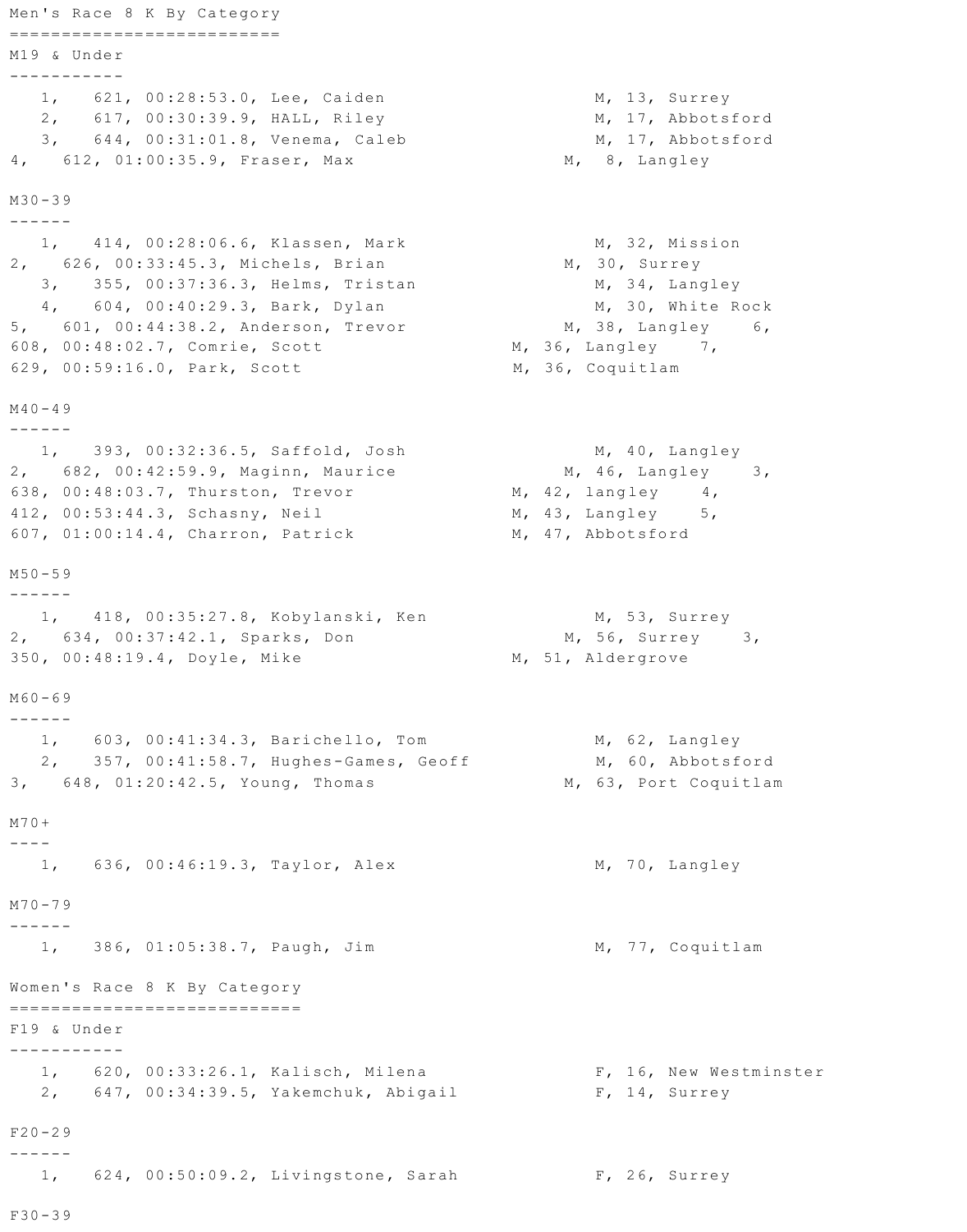## Men's Race 8 K By Category

### M19 & Under

| Place | Bib | Time | Name | Sex | Age | City |
|---|---|---|---|---|---|---|
| 1 | 621 | 00:28:53.0 | Lee, Caiden | M | 13 | Surrey |
| 2 | 617 | 00:30:39.9 | HALL, Riley | M | 17 | Abbotsford |
| 3 | 644 | 00:31:01.8 | Venema, Caleb | M | 17 | Abbotsford |
| 4 | 612 | 01:00:35.9 | Fraser, Max | M | 8 | Langley |

### M30-39

| Place | Bib | Time | Name | Sex | Age | City |
|---|---|---|---|---|---|---|
| 1 | 414 | 00:28:06.6 | Klassen, Mark | M | 32 | Mission |
| 2 | 626 | 00:33:45.3 | Michels, Brian | M | 30 | Surrey |
| 3 | 355 | 00:37:36.3 | Helms, Tristan | M | 34 | Langley |
| 4 | 604 | 00:40:29.3 | Bark, Dylan | M | 30 | White Rock |
| 5 | 601 | 00:44:38.2 | Anderson, Trevor | M | 38 | Langley |
| 6 | 608 | 00:48:02.7 | Comrie, Scott | M | 36 | Langley |
| 7 | 629 | 00:59:16.0 | Park, Scott | M | 36 | Coquitlam |

### M40-49

| Place | Bib | Time | Name | Sex | Age | City |
|---|---|---|---|---|---|---|
| 1 | 393 | 00:32:36.5 | Saffold, Josh | M | 40 | Langley |
| 2 | 682 | 00:42:59.9 | Maginn, Maurice | M | 46 | Langley |
| 3 | 638 | 00:48:03.7 | Thurston, Trevor | M | 42 | langley |
| 4 | 412 | 00:53:44.3 | Schasny, Neil | M | 43 | Langley |
| 5 | 607 | 01:00:14.4 | Charron, Patrick | M | 47 | Abbotsford |

### M50-59

| Place | Bib | Time | Name | Sex | Age | City |
|---|---|---|---|---|---|---|
| 1 | 418 | 00:35:27.8 | Kobylanski, Ken | M | 53 | Surrey |
| 2 | 634 | 00:37:42.1 | Sparks, Don | M | 56 | Surrey |
| 3 | 350 | 00:48:19.4 | Doyle, Mike | M | 51 | Aldergrove |

### M60-69

| Place | Bib | Time | Name | Sex | Age | City |
|---|---|---|---|---|---|---|
| 1 | 603 | 00:41:34.3 | Barichello, Tom | M | 62 | Langley |
| 2 | 357 | 00:41:58.7 | Hughes-Games, Geoff | M | 60 | Abbotsford |
| 3 | 648 | 01:20:42.5 | Young, Thomas | M | 63 | Port Coquitlam |

### M70+

| Place | Bib | Time | Name | Sex | Age | City |
|---|---|---|---|---|---|---|
| 1 | 636 | 00:46:19.3 | Taylor, Alex | M | 70 | Langley |

### M70-79

| Place | Bib | Time | Name | Sex | Age | City |
|---|---|---|---|---|---|---|
| 1 | 386 | 01:05:38.7 | Paugh, Jim | M | 77 | Coquitlam |

## Women's Race 8 K By Category

### F19 & Under

| Place | Bib | Time | Name | Sex | Age | City |
|---|---|---|---|---|---|---|
| 1 | 620 | 00:33:26.1 | Kalisch, Milena | F | 16 | New Westminster |
| 2 | 647 | 00:34:39.5 | Yakemchuk, Abigail | F | 14 | Surrey |

### F20-29

| Place | Bib | Time | Name | Sex | Age | City |
|---|---|---|---|---|---|---|
| 1 | 624 | 00:50:09.2 | Livingstone, Sarah | F | 26 | Surrey |

### F30-39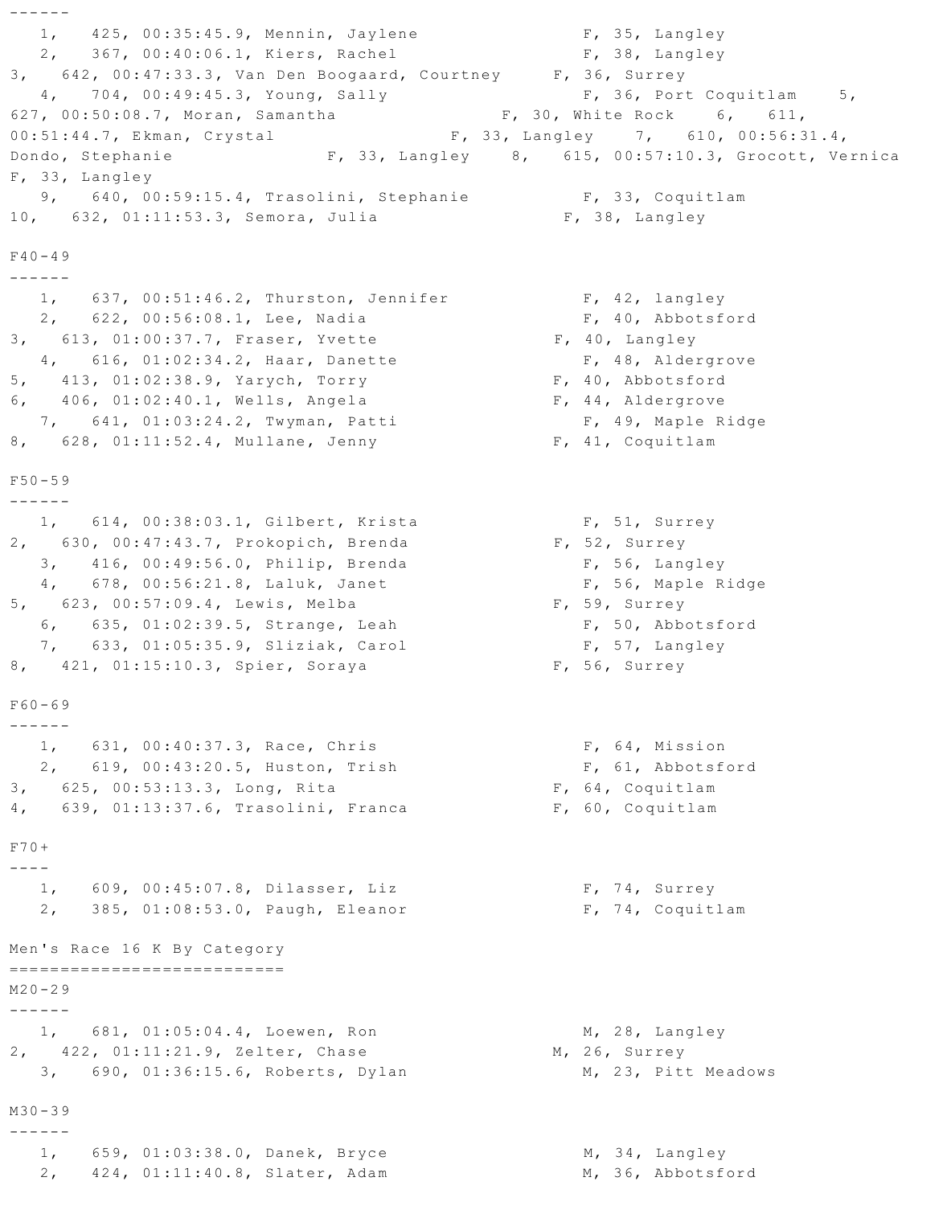------

1, 425, 00:35:45.9, Mennin, Jaylene F, 35, Langley
2, 367, 00:40:06.1, Kiers, Rachel F, 38, Langley
3, 642, 00:47:33.3, Van Den Boogaard, Courtney F, 36, Surrey
4, 704, 00:49:45.3, Young, Sally F, 36, Port Coquitlam
5, 627, 00:50:08.7, Moran, Samantha F, 30, White Rock
6, 611, 00:51:44.7, Ekman, Crystal F, 33, Langley
7, 610, 00:56:31.4, Dondo, Stephanie F, 33, Langley
8, 615, 00:57:10.3, Grocott, Vernica F, 33, Langley
9, 640, 00:59:15.4, Trasolini, Stephanie F, 33, Coquitlam
10, 632, 01:11:53.3, Semora, Julia F, 38, Langley

F40-49
------

1, 637, 00:51:46.2, Thurston, Jennifer F, 42, langley
2, 622, 00:56:08.1, Lee, Nadia F, 40, Abbotsford
3, 613, 01:00:37.7, Fraser, Yvette F, 40, Langley
4, 616, 01:02:34.2, Haar, Danette F, 48, Aldergrove
5, 413, 01:02:38.9, Yarych, Torry F, 40, Abbotsford
6, 406, 01:02:40.1, Wells, Angela F, 44, Aldergrove
7, 641, 01:03:24.2, Twyman, Patti F, 49, Maple Ridge
8, 628, 01:11:52.4, Mullane, Jenny F, 41, Coquitlam

F50-59
------

1, 614, 00:38:03.1, Gilbert, Krista F, 51, Surrey
2, 630, 00:47:43.7, Prokopich, Brenda F, 52, Surrey
3, 416, 00:49:56.0, Philip, Brenda F, 56, Langley
4, 678, 00:56:21.8, Laluk, Janet F, 56, Maple Ridge
5, 623, 00:57:09.4, Lewis, Melba F, 59, Surrey
6, 635, 01:02:39.5, Strange, Leah F, 50, Abbotsford
7, 633, 01:05:35.9, Sliziak, Carol F, 57, Langley
8, 421, 01:15:10.3, Spier, Soraya F, 56, Surrey

F60-69
------

1, 631, 00:40:37.3, Race, Chris F, 64, Mission
2, 619, 00:43:20.5, Huston, Trish F, 61, Abbotsford
3, 625, 00:53:13.3, Long, Rita F, 64, Coquitlam
4, 639, 01:13:37.6, Trasolini, Franca F, 60, Coquitlam

F70+
----

1, 609, 00:45:07.8, Dilasser, Liz F, 74, Surrey
2, 385, 01:08:53.0, Paugh, Eleanor F, 74, Coquitlam

Men's Race 16 K By Category
===========================

M20-29
------

1, 681, 01:05:04.4, Loewen, Ron M, 28, Langley
2, 422, 01:11:21.9, Zelter, Chase M, 26, Surrey
3, 690, 01:36:15.6, Roberts, Dylan M, 23, Pitt Meadows

M30-39
------

1, 659, 01:03:38.0, Danek, Bryce M, 34, Langley
2, 424, 01:11:40.8, Slater, Adam M, 36, Abbotsford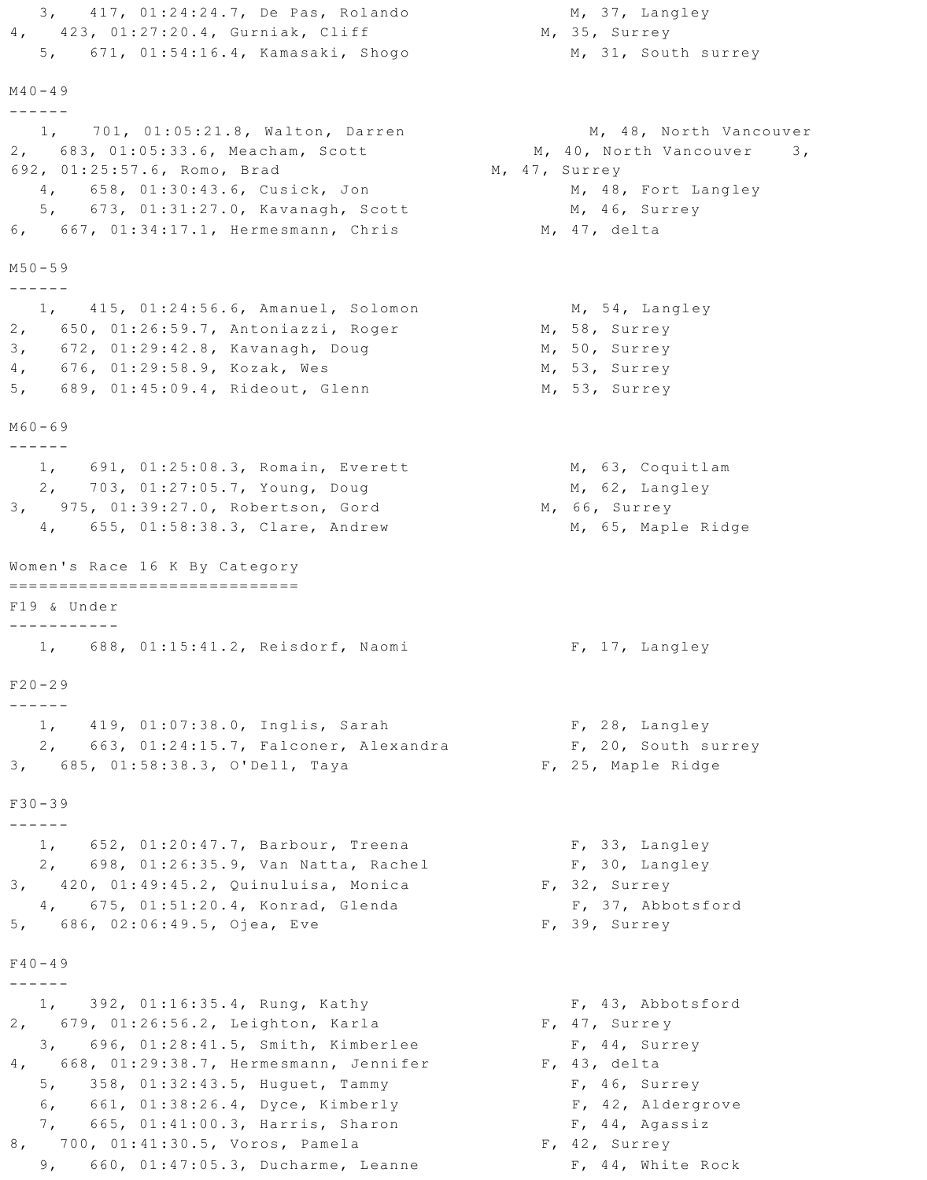```
   3,   417, 01:24:24.7, De Pas, Rolando                    M, 37, Langley
4,   423, 01:27:20.4, Gurniak, Cliff                      M, 35, Surrey
   5,   671, 01:54:16.4, Kamasaki, Shogo                    M, 31, South surrey

M40-49
------
   1,   701, 01:05:21.8, Walton, Darren                       M, 48, North Vancouver
2,   683, 01:05:33.6, Meacham, Scott                      M, 40, North Vancouver    3,
692, 01:25:57.6, Romo, Brad                          M, 47, Surrey
   4,   658, 01:30:43.6, Cusick, Jon                        M, 48, Fort Langley
   5,   673, 01:31:27.0, Kavanagh, Scott                    M, 46, Surrey
6,   667, 01:34:17.1, Hermesmann, Chris                   M, 47, delta

M50-59
------
   1,   415, 01:24:56.6, Amanuel, Solomon                   M, 54, Langley
2,   650, 01:26:59.7, Antoniazzi, Roger                   M, 58, Surrey
3,   672, 01:29:42.8, Kavanagh, Doug                      M, 50, Surrey
4,   676, 01:29:58.9, Kozak, Wes                          M, 53, Surrey
5,   689, 01:45:09.4, Rideout, Glenn                      M, 53, Surrey

M60-69
------
   1,   691, 01:25:08.3, Romain, Everett                    M, 63, Coquitlam
   2,   703, 01:27:05.7, Young, Doug                        M, 62, Langley
3,   975, 01:39:27.0, Robertson, Gord                     M, 66, Surrey
   4,   655, 01:58:38.3, Clare, Andrew                      M, 65, Maple Ridge

Women's Race 16 K By Category
=============================
F19 & Under
-----------
   1,   688, 01:15:41.2, Reisdorf, Naomi                    F, 17, Langley

F20-29
------
   1,   419, 01:07:38.0, Inglis, Sarah                      F, 28, Langley
   2,   663, 01:24:15.7, Falconer, Alexandra                F, 20, South surrey
3,   685, 01:58:38.3, O'Dell, Taya                        F, 25, Maple Ridge

F30-39
------
   1,   652, 01:20:47.7, Barbour, Treena                    F, 33, Langley
   2,   698, 01:26:35.9, Van Natta, Rachel                  F, 30, Langley
3,   420, 01:49:45.2, Quinuluisa, Monica                  F, 32, Surrey
   4,   675, 01:51:20.4, Konrad, Glenda                     F, 37, Abbotsford
5,   686, 02:06:49.5, Ojea, Eve                           F, 39, Surrey

F40-49
------
   1,   392, 01:16:35.4, Rung, Kathy                        F, 43, Abbotsford
2,   679, 01:26:56.2, Leighton, Karla                     F, 47, Surrey
   3,   696, 01:28:41.5, Smith, Kimberlee                   F, 44, Surrey
4,   668, 01:29:38.7, Hermesmann, Jennifer                F, 43, delta
   5,   358, 01:32:43.5, Huguet, Tammy                      F, 46, Surrey
   6,   661, 01:38:26.4, Dyce, Kimberly                     F, 42, Aldergrove
   7,   665, 01:41:00.3, Harris, Sharon                     F, 44, Agassiz
8,   700, 01:41:30.5, Voros, Pamela                       F, 42, Surrey
   9,   660, 01:47:05.3, Ducharme, Leanne                   F, 44, White Rock
```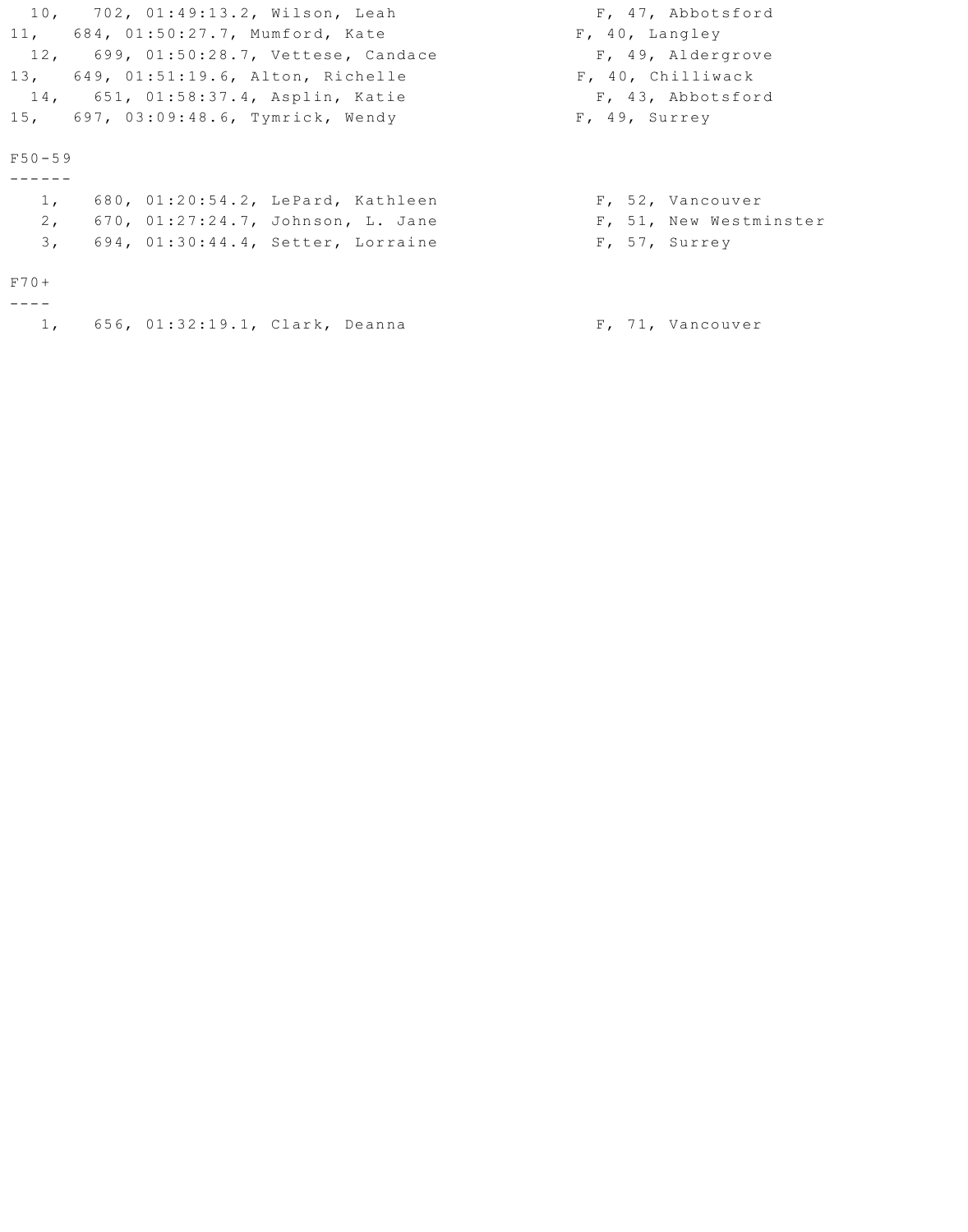```
  10,   702, 01:49:13.2, Wilson, Leah                     F, 47, Abbotsford
11,   684, 01:50:27.7, Mumford, Kate                     F, 40, Langley
  12,   699, 01:50:28.7, Vettese, Candace                 F, 49, Aldergrove
13,   649, 01:51:19.6, Alton, Richelle                   F, 40, Chilliwack
  14,   651, 01:58:37.4, Asplin, Katie                    F, 43, Abbotsford
15,   697, 03:09:48.6, Tymrick, Wendy                    F, 49, Surrey

F50-59
------
   1,   680, 01:20:54.2, LePard, Kathleen                 F, 52, Vancouver
   2,   670, 01:27:24.7, Johnson, L. Jane                 F, 51, New Westminster
   3,   694, 01:30:44.4, Setter, Lorraine                 F, 57, Surrey

F70+
----
   1,   656, 01:32:19.1, Clark, Deanna                    F, 71, Vancouver
```